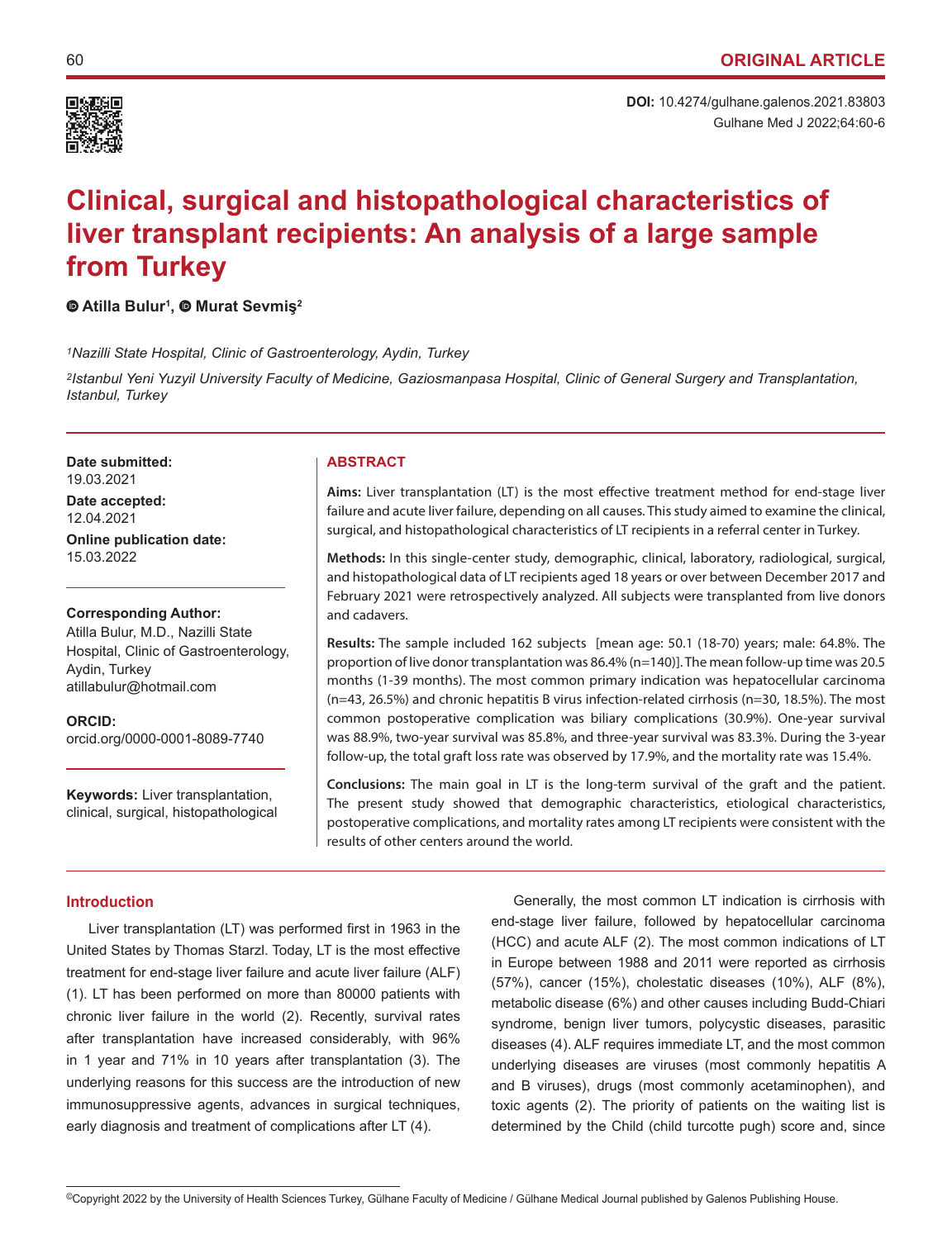ORIGINAL ARTICLE

**DOI:** 10.4274/gulhane.galenos.2021.83803

# Clinical, surgical and histopathological characteristics of liver transplant recipients: An analysis of a large sample from Turkey

**Atilla Bulur[1], Murat Sevmiş[2]**

*[1]Nazilli State Hospital, Clinic of Gastroenterology, Aydin, Turkey*

*[2]Istanbul Yeni Yuzyil University Faculty of Medicine, Gaziosmanpasa Hospital, Clinic of General Surgery and Transplantation, Istanbul, Turkey*

**Date submitted:** 19.03.2021

**Date accepted:** 12.04.2021

**Online publication date:** 15.03.2022

**Corresponding Author:**
Atilla Bulur, M.D., Nazilli State Hospital, Clinic of Gastroenterology, Aydin, Turkey
atillabulur@hotmail.com

**ORCID:**
orcid.org/0000-0001-8089-7740

**Keywords:** Liver transplantation, clinical, surgical, histopathological

## ABSTRACT

**Aims:** Liver transplantation (LT) is the most effective treatment method for end-stage liver failure and acute liver failure, depending on all causes. This study aimed to examine the clinical, surgical, and histopathological characteristics of LT recipients in a referral center in Turkey.

**Methods:** In this single-center study, demographic, clinical, laboratory, radiological, surgical, and histopathological data of LT recipients aged 18 years or over between December 2017 and February 2021 were retrospectively analyzed. All subjects were transplanted from live donors and cadavers.

**Results:** The sample included 162 subjects [mean age: 50.1 (18-70) years; male: 64.8%. The proportion of live donor transplantation was 86.4% (n=140)]. The mean follow-up time was 20.5 months (1-39 months). The most common primary indication was hepatocellular carcinoma (n=43, 26.5%) and chronic hepatitis B virus infection-related cirrhosis (n=30, 18.5%). The most common postoperative complication was biliary complications (30.9%). One-year survival was 88.9%, two-year survival was 85.8%, and three-year survival was 83.3%. During the 3-year follow-up, the total graft loss rate was observed by 17.9%, and the mortality rate was 15.4%.

**Conclusions:** The main goal in LT is the long-term survival of the graft and the patient. The present study showed that demographic characteristics, etiological characteristics, postoperative complications, and mortality rates among LT recipients were consistent with the results of other centers around the world.

## Introduction

Liver transplantation (LT) was performed first in 1963 in the United States by Thomas Starzl. Today, LT is the most effective treatment for end-stage liver failure and acute liver failure (ALF) (1). LT has been performed on more than 80000 patients with chronic liver failure in the world (2). Recently, survival rates after transplantation have increased considerably, with 96% in 1 year and 71% in 10 years after transplantation (3). The underlying reasons for this success are the introduction of new immunosuppressive agents, advances in surgical techniques, early diagnosis and treatment of complications after LT (4).

Generally, the most common LT indication is cirrhosis with end-stage liver failure, followed by hepatocellular carcinoma (HCC) and acute ALF (2). The most common indications of LT in Europe between 1988 and 2011 were reported as cirrhosis (57%), cancer (15%), cholestatic diseases (10%), ALF (8%), metabolic disease (6%) and other causes including Budd-Chiari syndrome, benign liver tumors, polycystic diseases, parasitic diseases (4). ALF requires immediate LT, and the most common underlying diseases are viruses (most commonly hepatitis A and B viruses), drugs (most commonly acetaminophen), and toxic agents (2). The priority of patients on the waiting list is determined by the Child (child turcotte pugh) score and, since

©Copyright 2022 by the University of Health Sciences Turkey, Gülhane Faculty of Medicine / Gülhane Medical Journal published by Galenos Publishing House.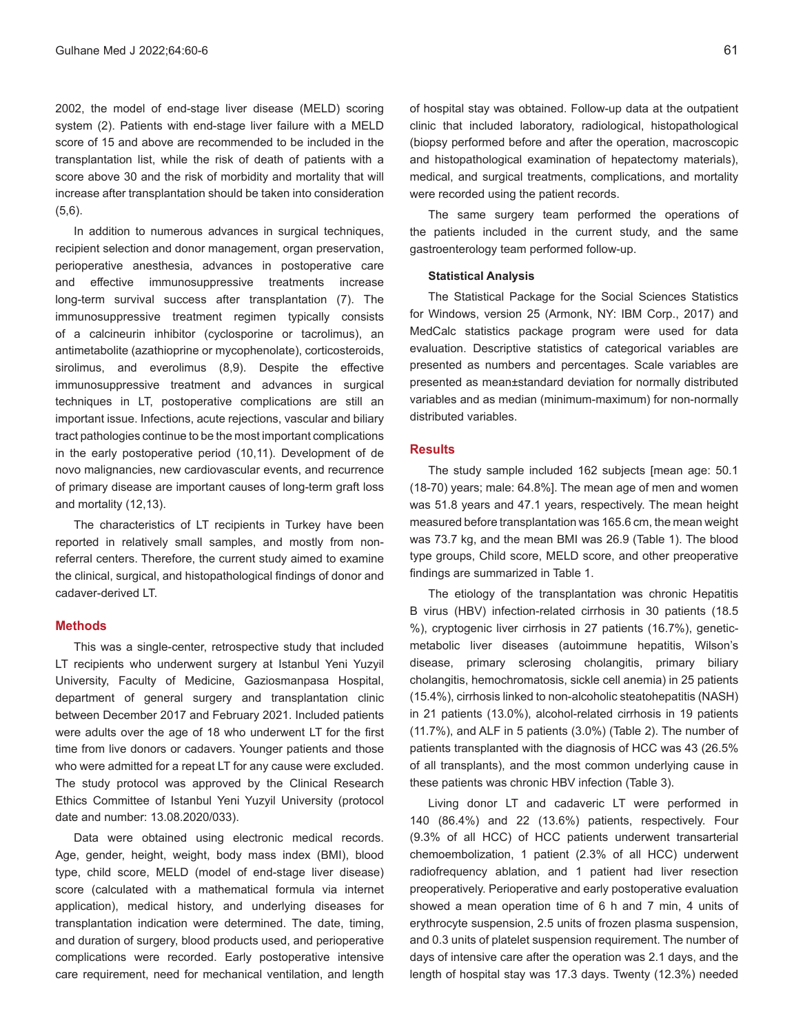2002, the model of end-stage liver disease (MELD) scoring system (2). Patients with end-stage liver failure with a MELD score of 15 and above are recommended to be included in the transplantation list, while the risk of death of patients with a score above 30 and the risk of morbidity and mortality that will increase after transplantation should be taken into consideration (5,6).

In addition to numerous advances in surgical techniques, recipient selection and donor management, organ preservation, perioperative anesthesia, advances in postoperative care and effective immunosuppressive treatments increase long-term survival success after transplantation (7). The immunosuppressive treatment regimen typically consists of a calcineurin inhibitor (cyclosporine or tacrolimus), an antimetabolite (azathioprine or mycophenolate), corticosteroids, sirolimus, and everolimus (8,9). Despite the effective immunosuppressive treatment and advances in surgical techniques in LT, postoperative complications are still an important issue. Infections, acute rejections, vascular and biliary tract pathologies continue to be the most important complications in the early postoperative period (10,11). Development of de novo malignancies, new cardiovascular events, and recurrence of primary disease are important causes of long-term graft loss and mortality (12,13).

The characteristics of LT recipients in Turkey have been reported in relatively small samples, and mostly from non-referral centers. Therefore, the current study aimed to examine the clinical, surgical, and histopathological findings of donor and cadaver-derived LT.

## Methods

This was a single-center, retrospective study that included LT recipients who underwent surgery at Istanbul Yeni Yuzyil University, Faculty of Medicine, Gaziosmanpasa Hospital, department of general surgery and transplantation clinic between December 2017 and February 2021. Included patients were adults over the age of 18 who underwent LT for the first time from live donors or cadavers. Younger patients and those who were admitted for a repeat LT for any cause were excluded. The study protocol was approved by the Clinical Research Ethics Committee of Istanbul Yeni Yuzyil University (protocol date and number: 13.08.2020/033).

Data were obtained using electronic medical records. Age, gender, height, weight, body mass index (BMI), blood type, child score, MELD (model of end-stage liver disease) score (calculated with a mathematical formula via internet application), medical history, and underlying diseases for transplantation indication were determined. The date, timing, and duration of surgery, blood products used, and perioperative complications were recorded. Early postoperative intensive care requirement, need for mechanical ventilation, and length of hospital stay was obtained. Follow-up data at the outpatient clinic that included laboratory, radiological, histopathological (biopsy performed before and after the operation, macroscopic and histopathological examination of hepatectomy materials), medical, and surgical treatments, complications, and mortality were recorded using the patient records.

The same surgery team performed the operations of the patients included in the current study, and the same gastroenterology team performed follow-up.

### Statistical Analysis

The Statistical Package for the Social Sciences Statistics for Windows, version 25 (Armonk, NY: IBM Corp., 2017) and MedCalc statistics package program were used for data evaluation. Descriptive statistics of categorical variables are presented as numbers and percentages. Scale variables are presented as mean±standard deviation for normally distributed variables and as median (minimum-maximum) for non-normally distributed variables.

## Results

The study sample included 162 subjects [mean age: 50.1 (18-70) years; male: 64.8%]. The mean age of men and women was 51.8 years and 47.1 years, respectively. The mean height measured before transplantation was 165.6 cm, the mean weight was 73.7 kg, and the mean BMI was 26.9 (Table 1). The blood type groups, Child score, MELD score, and other preoperative findings are summarized in Table 1.

The etiology of the transplantation was chronic Hepatitis B virus (HBV) infection-related cirrhosis in 30 patients (18.5 %), cryptogenic liver cirrhosis in 27 patients (16.7%), genetic-metabolic liver diseases (autoimmune hepatitis, Wilson's disease, primary sclerosing cholangitis, primary biliary cholangitis, hemochromatosis, sickle cell anemia) in 25 patients (15.4%), cirrhosis linked to non-alcoholic steatohepatitis (NASH) in 21 patients (13.0%), alcohol-related cirrhosis in 19 patients (11.7%), and ALF in 5 patients (3.0%) (Table 2). The number of patients transplanted with the diagnosis of HCC was 43 (26.5% of all transplants), and the most common underlying cause in these patients was chronic HBV infection (Table 3).

Living donor LT and cadaveric LT were performed in 140 (86.4%) and 22 (13.6%) patients, respectively. Four (9.3% of all HCC) of HCC patients underwent transarterial chemoembolization, 1 patient (2.3% of all HCC) underwent radiofrequency ablation, and 1 patient had liver resection preoperatively. Perioperative and early postoperative evaluation showed a mean operation time of 6 h and 7 min, 4 units of erythrocyte suspension, 2.5 units of frozen plasma suspension, and 0.3 units of platelet suspension requirement. The number of days of intensive care after the operation was 2.1 days, and the length of hospital stay was 17.3 days. Twenty (12.3%) needed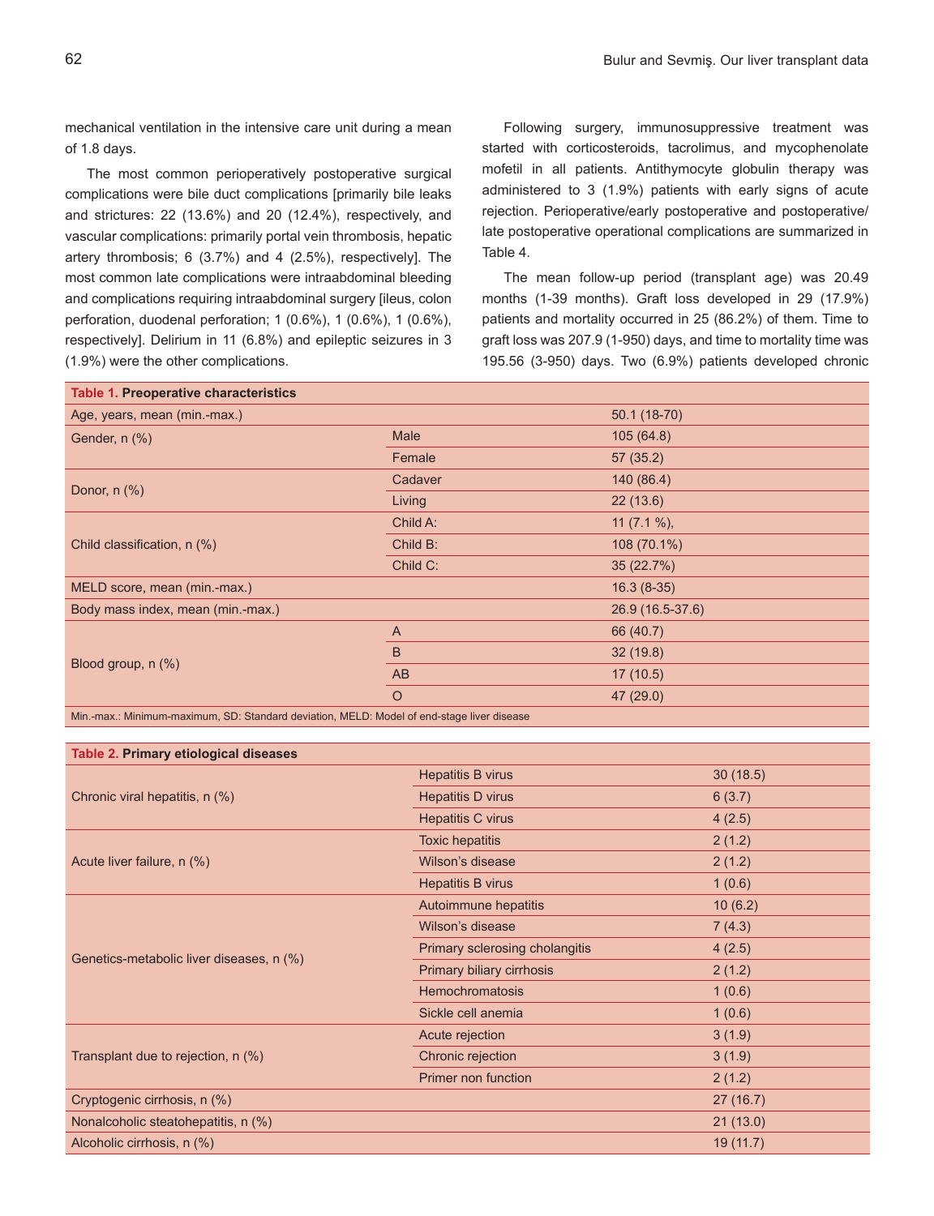mechanical ventilation in the intensive care unit during a mean of 1.8 days.

The most common perioperatively postoperative surgical complications were bile duct complications [primarily bile leaks and strictures: 22 (13.6%) and 20 (12.4%), respectively, and vascular complications: primarily portal vein thrombosis, hepatic artery thrombosis; 6 (3.7%) and 4 (2.5%), respectively]. The most common late complications were intraabdominal bleeding and complications requiring intraabdominal surgery [ileus, colon perforation, duodenal perforation; 1 (0.6%), 1 (0.6%), 1 (0.6%), respectively]. Delirium in 11 (6.8%) and epileptic seizures in 3 (1.9%) were the other complications.

Following surgery, immunosuppressive treatment was started with corticosteroids, tacrolimus, and mycophenolate mofetil in all patients. Antithymocyte globulin therapy was administered to 3 (1.9%) patients with early signs of acute rejection. Perioperative/early postoperative and postoperative/late postoperative operational complications are summarized in Table 4.

The mean follow-up period (transplant age) was 20.49 months (1-39 months). Graft loss developed in 29 (17.9%) patients and mortality occurred in 25 (86.2%) of them. Time to graft loss was 207.9 (1-950) days, and time to mortality time was 195.56 (3-950) days. Two (6.9%) patients developed chronic

**Table 1. Preoperative characteristics**

| | | |
|---|---|---|
| Age, years, mean (min.-max.) | | 50.1 (18-70) |
| Gender, n (%) | Male | 105 (64.8) |
| | Female | 57 (35.2) |
| Donor, n (%) | Cadaver | 140 (86.4) |
| | Living | 22 (13.6) |
| Child classification, n (%) | Child A: | 11 (7.1 %), |
| | Child B: | 108 (70.1%) |
| | Child C: | 35 (22.7%) |
| MELD score, mean (min.-max.) | | 16.3 (8-35) |
| Body mass index, mean (min.-max.) | | 26.9 (16.5-37.6) |
| Blood group, n (%) | A | 66 (40.7) |
| | B | 32 (19.8) |
| | AB | 17 (10.5) |
| | O | 47 (29.0) |

Min.-max.: Minimum-maximum, SD: Standard deviation, MELD: Model of end-stage liver disease

**Table 2. Primary etiological diseases**

| | | |
|---|---|---|
| Chronic viral hepatitis, n (%) | Hepatitis B virus | 30 (18.5) |
| | Hepatitis D virus | 6 (3.7) |
| | Hepatitis C virus | 4 (2.5) |
| Acute liver failure, n (%) | Toxic hepatitis | 2 (1.2) |
| | Wilson's disease | 2 (1.2) |
| | Hepatitis B virus | 1 (0.6) |
| Genetics-metabolic liver diseases, n (%) | Autoimmune hepatitis | 10 (6.2) |
| | Wilson's disease | 7 (4.3) |
| | Primary sclerosing cholangitis | 4 (2.5) |
| | Primary biliary cirrhosis | 2 (1.2) |
| | Hemochromatosis | 1 (0.6) |
| | Sickle cell anemia | 1 (0.6) |
| Transplant due to rejection, n (%) | Acute rejection | 3 (1.9) |
| | Chronic rejection | 3 (1.9) |
| | Primer non function | 2 (1.2) |
| Cryptogenic cirrhosis, n (%) | | 27 (16.7) |
| Nonalcoholic steatohepatitis, n (%) | | 21 (13.0) |
| Alcoholic cirrhosis, n (%) | | 19 (11.7) |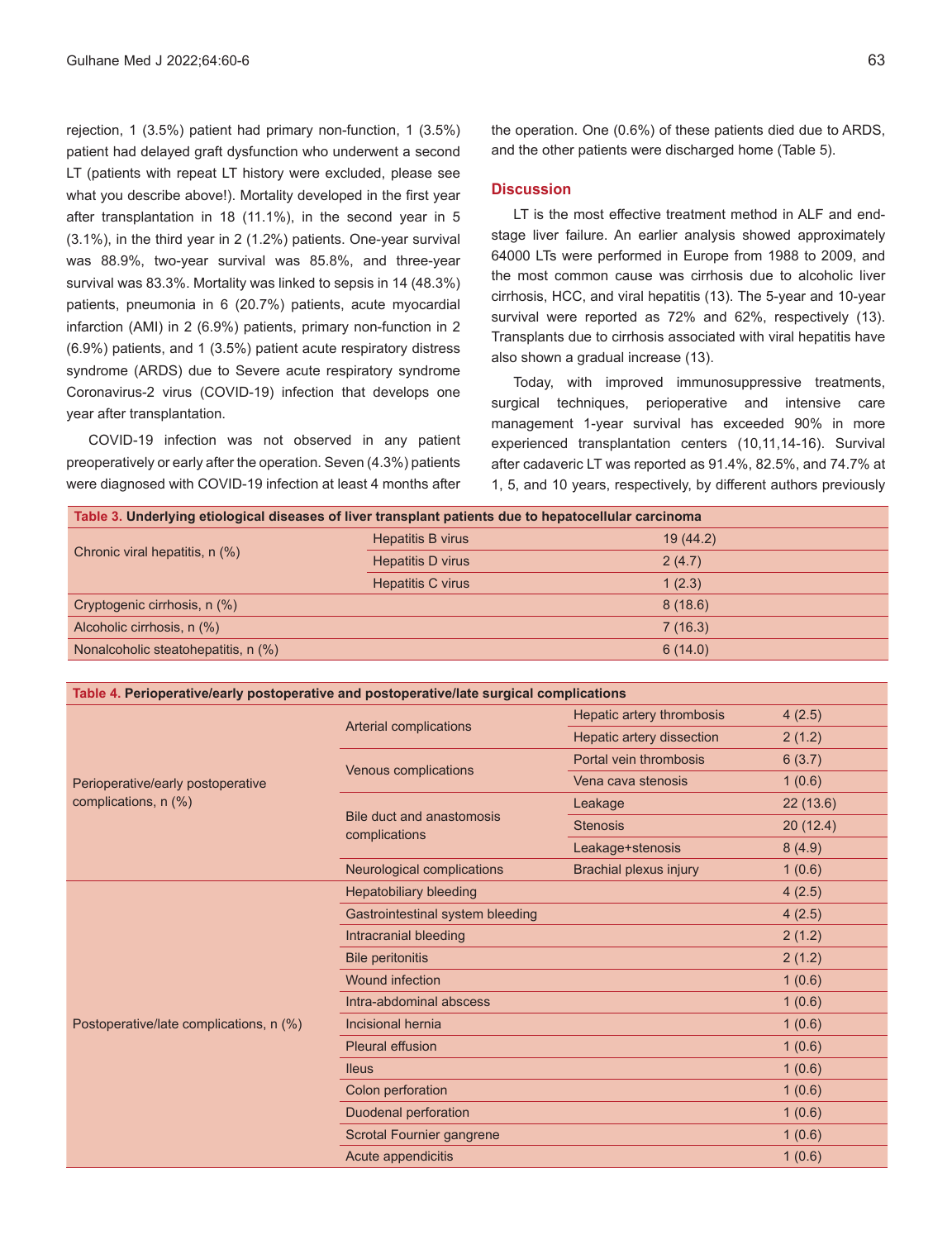rejection, 1 (3.5%) patient had primary non-function, 1 (3.5%) patient had delayed graft dysfunction who underwent a second LT (patients with repeat LT history were excluded, please see what you describe above!). Mortality developed in the first year after transplantation in 18 (11.1%), in the second year in 5 (3.1%), in the third year in 2 (1.2%) patients. One-year survival was 88.9%, two-year survival was 85.8%, and three-year survival was 83.3%. Mortality was linked to sepsis in 14 (48.3%) patients, pneumonia in 6 (20.7%) patients, acute myocardial infarction (AMI) in 2 (6.9%) patients, primary non-function in 2 (6.9%) patients, and 1 (3.5%) patient acute respiratory distress syndrome (ARDS) due to Severe acute respiratory syndrome Coronavirus-2 virus (COVID-19) infection that develops one year after transplantation.

COVID-19 infection was not observed in any patient preoperatively or early after the operation. Seven (4.3%) patients were diagnosed with COVID-19 infection at least 4 months after the operation. One (0.6%) of these patients died due to ARDS, and the other patients were discharged home (Table 5).

## Discussion

LT is the most effective treatment method in ALF and end-stage liver failure. An earlier analysis showed approximately 64000 LTs were performed in Europe from 1988 to 2009, and the most common cause was cirrhosis due to alcoholic liver cirrhosis, HCC, and viral hepatitis (13). The 5-year and 10-year survival were reported as 72% and 62%, respectively (13). Transplants due to cirrhosis associated with viral hepatitis have also shown a gradual increase (13).

Today, with improved immunosuppressive treatments, surgical techniques, perioperative and intensive care management 1-year survival has exceeded 90% in more experienced transplantation centers (10,11,14-16). Survival after cadaveric LT was reported as 91.4%, 82.5%, and 74.7% at 1, 5, and 10 years, respectively, by different authors previously

**Table 3. Underlying etiological diseases of liver transplant patients due to hepatocellular carcinoma**

| | | |
|---|---|---|
| Chronic viral hepatitis, n (%) | Hepatitis B virus | 19 (44.2) |
| | Hepatitis D virus | 2 (4.7) |
| | Hepatitis C virus | 1 (2.3) |
| Cryptogenic cirrhosis, n (%) | | 8 (18.6) |
| Alcoholic cirrhosis, n (%) | | 7 (16.3) |
| Nonalcoholic steatohepatitis, n (%) | | 6 (14.0) |

**Table 4. Perioperative/early postoperative and postoperative/late surgical complications**

| | | | |
|---|---|---|---|
| Perioperative/early postoperative complications, n (%) | Arterial complications | Hepatic artery thrombosis | 4 (2.5) |
| | | Hepatic artery dissection | 2 (1.2) |
| | Venous complications | Portal vein thrombosis | 6 (3.7) |
| | | Vena cava stenosis | 1 (0.6) |
| | Bile duct and anastomosis complications | Leakage | 22 (13.6) |
| | | Stenosis | 20 (12.4) |
| | | Leakage+stenosis | 8 (4.9) |
| | Neurological complications | Brachial plexus injury | 1 (0.6) |
| Postoperative/late complications, n (%) | Hepatobiliary bleeding | | 4 (2.5) |
| | Gastrointestinal system bleeding | | 4 (2.5) |
| | Intracranial bleeding | | 2 (1.2) |
| | Bile peritonitis | | 2 (1.2) |
| | Wound infection | | 1 (0.6) |
| | Intra-abdominal abscess | | 1 (0.6) |
| | Incisional hernia | | 1 (0.6) |
| | Pleural effusion | | 1 (0.6) |
| | Ileus | | 1 (0.6) |
| | Colon perforation | | 1 (0.6) |
| | Duodenal perforation | | 1 (0.6) |
| | Scrotal Fournier gangrene | | 1 (0.6) |
| | Acute appendicitis | | 1 (0.6) |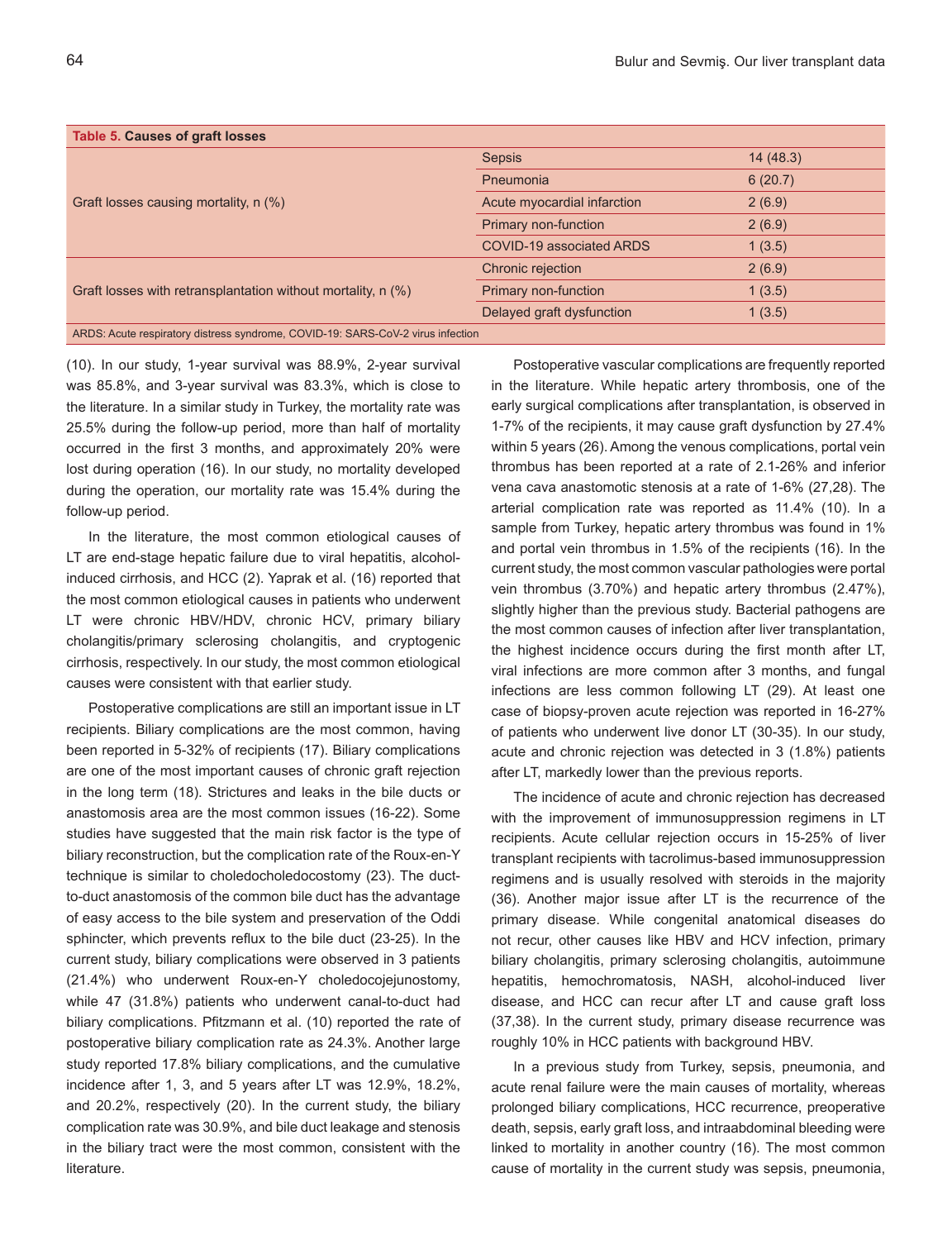**Table 5. Causes of graft losses**

| | | |
|---|---|---|
| Graft losses causing mortality, n (%) | Sepsis | 14 (48.3) |
| | Pneumonia | 6 (20.7) |
| | Acute myocardial infarction | 2 (6.9) |
| | Primary non-function | 2 (6.9) |
| | COVID-19 associated ARDS | 1 (3.5) |
| Graft losses with retransplantation without mortality, n (%) | Chronic rejection | 2 (6.9) |
| | Primary non-function | 1 (3.5) |
| | Delayed graft dysfunction | 1 (3.5) |

ARDS: Acute respiratory distress syndrome, COVID-19: SARS-CoV-2 virus infection

(10). In our study, 1-year survival was 88.9%, 2-year survival was 85.8%, and 3-year survival was 83.3%, which is close to the literature. In a similar study in Turkey, the mortality rate was 25.5% during the follow-up period, more than half of mortality occurred in the first 3 months, and approximately 20% were lost during operation (16). In our study, no mortality developed during the operation, our mortality rate was 15.4% during the follow-up period.

In the literature, the most common etiological causes of LT are end-stage hepatic failure due to viral hepatitis, alcohol-induced cirrhosis, and HCC (2). Yaprak et al. (16) reported that the most common etiological causes in patients who underwent LT were chronic HBV/HDV, chronic HCV, primary biliary cholangitis/primary sclerosing cholangitis, and cryptogenic cirrhosis, respectively. In our study, the most common etiological causes were consistent with that earlier study.

Postoperative complications are still an important issue in LT recipients. Biliary complications are the most common, having been reported in 5-32% of recipients (17). Biliary complications are one of the most important causes of chronic graft rejection in the long term (18). Strictures and leaks in the bile ducts or anastomosis area are the most common issues (16-22). Some studies have suggested that the main risk factor is the type of biliary reconstruction, but the complication rate of the Roux-en-Y technique is similar to choledocholedocostomy (23). The duct-to-duct anastomosis of the common bile duct has the advantage of easy access to the bile system and preservation of the Oddi sphincter, which prevents reflux to the bile duct (23-25). In the current study, biliary complications were observed in 3 patients (21.4%) who underwent Roux-en-Y choledocojejunostomy, while 47 (31.8%) patients who underwent canal-to-duct had biliary complications. Pfitzmann et al. (10) reported the rate of postoperative biliary complication rate as 24.3%. Another large study reported 17.8% biliary complications, and the cumulative incidence after 1, 3, and 5 years after LT was 12.9%, 18.2%, and 20.2%, respectively (20). In the current study, the biliary complication rate was 30.9%, and bile duct leakage and stenosis in the biliary tract were the most common, consistent with the literature.

Postoperative vascular complications are frequently reported in the literature. While hepatic artery thrombosis, one of the early surgical complications after transplantation, is observed in 1-7% of the recipients, it may cause graft dysfunction by 27.4% within 5 years (26). Among the venous complications, portal vein thrombus has been reported at a rate of 2.1-26% and inferior vena cava anastomotic stenosis at a rate of 1-6% (27,28). The arterial complication rate was reported as 11.4% (10). In a sample from Turkey, hepatic artery thrombus was found in 1% and portal vein thrombus in 1.5% of the recipients (16). In the current study, the most common vascular pathologies were portal vein thrombus (3.70%) and hepatic artery thrombus (2.47%), slightly higher than the previous study. Bacterial pathogens are the most common causes of infection after liver transplantation, the highest incidence occurs during the first month after LT, viral infections are more common after 3 months, and fungal infections are less common following LT (29). At least one case of biopsy-proven acute rejection was reported in 16-27% of patients who underwent live donor LT (30-35). In our study, acute and chronic rejection was detected in 3 (1.8%) patients after LT, markedly lower than the previous reports.

The incidence of acute and chronic rejection has decreased with the improvement of immunosuppression regimens in LT recipients. Acute cellular rejection occurs in 15-25% of liver transplant recipients with tacrolimus-based immunosuppression regimens and is usually resolved with steroids in the majority (36). Another major issue after LT is the recurrence of the primary disease. While congenital anatomical diseases do not recur, other causes like HBV and HCV infection, primary biliary cholangitis, primary sclerosing cholangitis, autoimmune hepatitis, hemochromatosis, NASH, alcohol-induced liver disease, and HCC can recur after LT and cause graft loss (37,38). In the current study, primary disease recurrence was roughly 10% in HCC patients with background HBV.

In a previous study from Turkey, sepsis, pneumonia, and acute renal failure were the main causes of mortality, whereas prolonged biliary complications, HCC recurrence, preoperative death, sepsis, early graft loss, and intraabdominal bleeding were linked to mortality in another country (16). The most common cause of mortality in the current study was sepsis, pneumonia,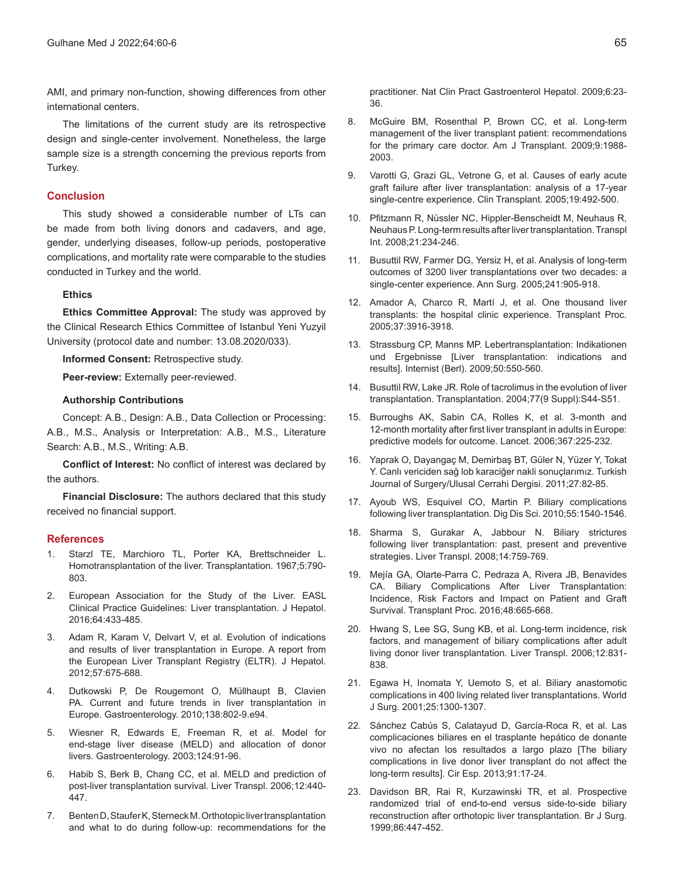AMI, and primary non-function, showing differences from other international centers.

The limitations of the current study are its retrospective design and single-center involvement. Nonetheless, the large sample size is a strength concerning the previous reports from Turkey.

## Conclusion

This study showed a considerable number of LTs can be made from both living donors and cadavers, and age, gender, underlying diseases, follow-up periods, postoperative complications, and mortality rate were comparable to the studies conducted in Turkey and the world.

### Ethics

**Ethics Committee Approval:** The study was approved by the Clinical Research Ethics Committee of Istanbul Yeni Yuzyil University (protocol date and number: 13.08.2020/033).

**Informed Consent:** Retrospective study.

**Peer-review:** Externally peer-reviewed.

### Authorship Contributions

Concept: A.B., Design: A.B., Data Collection or Processing: A.B., M.S., Analysis or Interpretation: A.B., M.S., Literature Search: A.B., M.S., Writing: A.B.

**Conflict of Interest:** No conflict of interest was declared by the authors.

**Financial Disclosure:** The authors declared that this study received no financial support.

## References

1. Starzl TE, Marchioro TL, Porter KA, Brettschneider L. Homotransplantation of the liver. Transplantation. 1967;5:790-803.
2. European Association for the Study of the Liver. EASL Clinical Practice Guidelines: Liver transplantation. J Hepatol. 2016;64:433-485.
3. Adam R, Karam V, Delvart V, et al. Evolution of indications and results of liver transplantation in Europe. A report from the European Liver Transplant Registry (ELTR). J Hepatol. 2012;57:675-688.
4. Dutkowski P, De Rougemont O, Müllhaupt B, Clavien PA. Current and future trends in liver transplantation in Europe. Gastroenterology. 2010;138:802-9.e94.
5. Wiesner R, Edwards E, Freeman R, et al. Model for end-stage liver disease (MELD) and allocation of donor livers. Gastroenterology. 2003;124:91-96.
6. Habib S, Berk B, Chang CC, et al. MELD and prediction of post-liver transplantation survival. Liver Transpl. 2006;12:440-447.
7. Benten D, Staufer K, Sterneck M. Orthotopic liver transplantation and what to do during follow-up: recommendations for the practitioner. Nat Clin Pract Gastroenterol Hepatol. 2009;6:23-36.
8. McGuire BM, Rosenthal P, Brown CC, et al. Long-term management of the liver transplant patient: recommendations for the primary care doctor. Am J Transplant. 2009;9:1988-2003.
9. Varotti G, Grazi GL, Vetrone G, et al. Causes of early acute graft failure after liver transplantation: analysis of a 17-year single-centre experience. Clin Transplant. 2005;19:492-500.
10. Pfitzmann R, Nüssler NC, Hippler-Benscheidt M, Neuhaus R, Neuhaus P. Long-term results after liver transplantation. Transpl Int. 2008;21:234-246.
11. Busuttil RW, Farmer DG, Yersiz H, et al. Analysis of long-term outcomes of 3200 liver transplantations over two decades: a single-center experience. Ann Surg. 2005;241:905-918.
12. Amador A, Charco R, Martí J, et al. One thousand liver transplants: the hospital clinic experience. Transplant Proc. 2005;37:3916-3918.
13. Strassburg CP, Manns MP. Lebertransplantation: Indikationen und Ergebnisse [Liver transplantation: indications and results]. Internist (Berl). 2009;50:550-560.
14. Busuttil RW, Lake JR. Role of tacrolimus in the evolution of liver transplantation. Transplantation. 2004;77(9 Suppl):S44-S51.
15. Burroughs AK, Sabin CA, Rolles K, et al. 3-month and 12-month mortality after first liver transplant in adults in Europe: predictive models for outcome. Lancet. 2006;367:225-232.
16. Yaprak O, Dayangaç M, Demirbaş BT, Güler N, Yüzer Y, Tokat Y. Canlı vericiden sağ lob karaciğer nakli sonuçlarımız. Turkish Journal of Surgery/Ulusal Cerrahi Dergisi. 2011;27:82-85.
17. Ayoub WS, Esquivel CO, Martin P. Biliary complications following liver transplantation. Dig Dis Sci. 2010;55:1540-1546.
18. Sharma S, Gurakar A, Jabbour N. Biliary strictures following liver transplantation: past, present and preventive strategies. Liver Transpl. 2008;14:759-769.
19. Mejía GA, Olarte-Parra C, Pedraza A, Rivera JB, Benavides CA. Biliary Complications After Liver Transplantation: Incidence, Risk Factors and Impact on Patient and Graft Survival. Transplant Proc. 2016;48:665-668.
20. Hwang S, Lee SG, Sung KB, et al. Long-term incidence, risk factors, and management of biliary complications after adult living donor liver transplantation. Liver Transpl. 2006;12:831-838.
21. Egawa H, Inomata Y, Uemoto S, et al. Biliary anastomotic complications in 400 living related liver transplantations. World J Surg. 2001;25:1300-1307.
22. Sánchez Cabús S, Calatayud D, García-Roca R, et al. Las complicaciones biliares en el trasplante hepático de donante vivo no afectan los resultados a largo plazo [The biliary complications in live donor liver transplant do not affect the long-term results]. Cir Esp. 2013;91:17-24.
23. Davidson BR, Rai R, Kurzawinski TR, et al. Prospective randomized trial of end-to-end versus side-to-side biliary reconstruction after orthotopic liver transplantation. Br J Surg. 1999;86:447-452.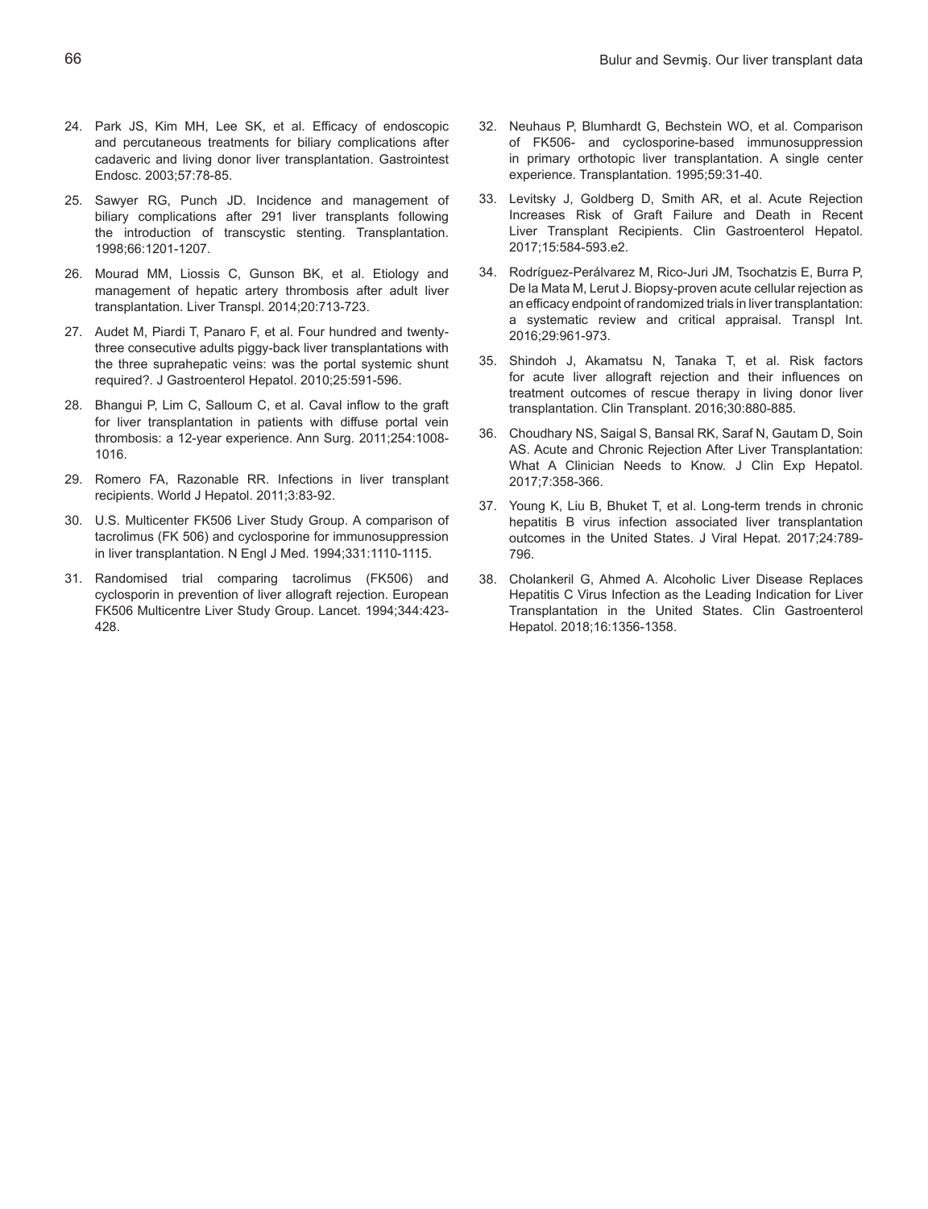24. Park JS, Kim MH, Lee SK, et al. Efficacy of endoscopic and percutaneous treatments for biliary complications after cadaveric and living donor liver transplantation. Gastrointest Endosc. 2003;57:78-85.

25. Sawyer RG, Punch JD. Incidence and management of biliary complications after 291 liver transplants following the introduction of transcystic stenting. Transplantation. 1998;66:1201-1207.

26. Mourad MM, Liossis C, Gunson BK, et al. Etiology and management of hepatic artery thrombosis after adult liver transplantation. Liver Transpl. 2014;20:713-723.

27. Audet M, Piardi T, Panaro F, et al. Four hundred and twenty-three consecutive adults piggy-back liver transplantations with the three suprahepatic veins: was the portal systemic shunt required?. J Gastroenterol Hepatol. 2010;25:591-596.

28. Bhangui P, Lim C, Salloum C, et al. Caval inflow to the graft for liver transplantation in patients with diffuse portal vein thrombosis: a 12-year experience. Ann Surg. 2011;254:1008-1016.

29. Romero FA, Razonable RR. Infections in liver transplant recipients. World J Hepatol. 2011;3:83-92.

30. U.S. Multicenter FK506 Liver Study Group. A comparison of tacrolimus (FK 506) and cyclosporine for immunosuppression in liver transplantation. N Engl J Med. 1994;331:1110-1115.

31. Randomised trial comparing tacrolimus (FK506) and cyclosporin in prevention of liver allograft rejection. European FK506 Multicentre Liver Study Group. Lancet. 1994;344:423-428.

32. Neuhaus P, Blumhardt G, Bechstein WO, et al. Comparison of FK506- and cyclosporine-based immunosuppression in primary orthotopic liver transplantation. A single center experience. Transplantation. 1995;59:31-40.

33. Levitsky J, Goldberg D, Smith AR, et al. Acute Rejection Increases Risk of Graft Failure and Death in Recent Liver Transplant Recipients. Clin Gastroenterol Hepatol. 2017;15:584-593.e2.

34. Rodríguez-Perálvarez M, Rico-Juri JM, Tsochatzis E, Burra P, De la Mata M, Lerut J. Biopsy-proven acute cellular rejection as an efficacy endpoint of randomized trials in liver transplantation: a systematic review and critical appraisal. Transpl Int. 2016;29:961-973.

35. Shindoh J, Akamatsu N, Tanaka T, et al. Risk factors for acute liver allograft rejection and their influences on treatment outcomes of rescue therapy in living donor liver transplantation. Clin Transplant. 2016;30:880-885.

36. Choudhary NS, Saigal S, Bansal RK, Saraf N, Gautam D, Soin AS. Acute and Chronic Rejection After Liver Transplantation: What A Clinician Needs to Know. J Clin Exp Hepatol. 2017;7:358-366.

37. Young K, Liu B, Bhuket T, et al. Long-term trends in chronic hepatitis B virus infection associated liver transplantation outcomes in the United States. J Viral Hepat. 2017;24:789-796.

38. Cholankeril G, Ahmed A. Alcoholic Liver Disease Replaces Hepatitis C Virus Infection as the Leading Indication for Liver Transplantation in the United States. Clin Gastroenterol Hepatol. 2018;16:1356-1358.